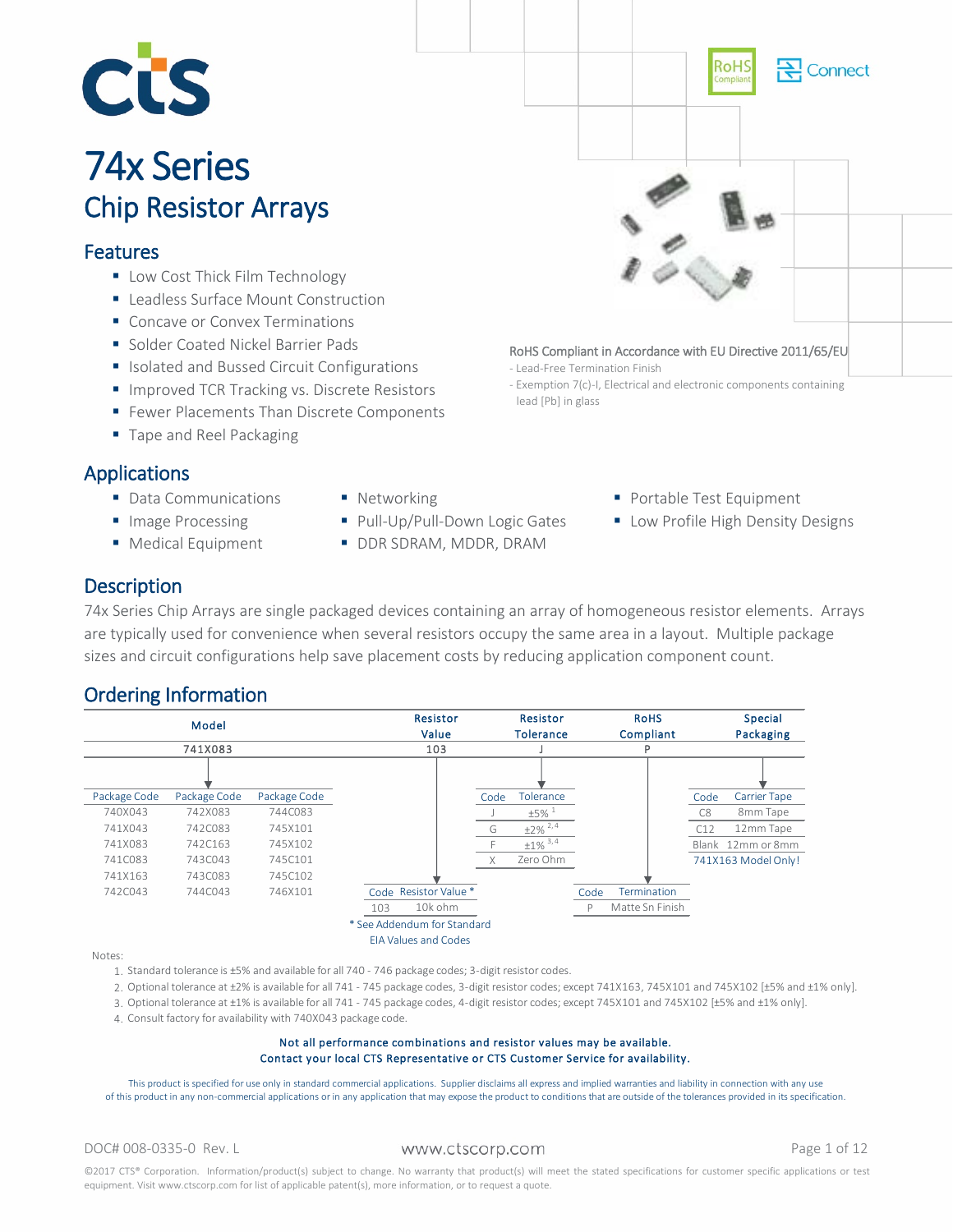# 74x Series

## Chip Resistor Arrays

### Features

- Low Cost Thick Film Technology
- Leadless Surface Mount Construction
- Concave or Convex Terminations
- Solder Coated Nickel Barrier Pads
- Isolated and Bussed Circuit Configurations
- Improved TCR Tracking vs. Discrete Resistors
- Fewer Placements Than Discrete Components
- Tape and Reel Packaging

RoHS Compliant in Accordance with EU Directive 2011/65/EU
- Lead-Free Termination Finish
- Exemption 7(c)-I, Electrical and electronic components containing lead [Pb] in glass

### Applications

- Data Communications
- Image Processing
- Medical Equipment
- Networking
- Pull-Up/Pull-Down Logic Gates
- DDR SDRAM, MDDR, DRAM
- Portable Test Equipment
- Low Profile High Density Designs

### Description

74x Series Chip Arrays are single packaged devices containing an array of homogeneous resistor elements. Arrays are typically used for convenience when several resistors occupy the same area in a layout. Multiple package sizes and circuit configurations help save placement costs by reducing application component count.

### Ordering Information

| Model | Resistor Value | Resistor Tolerance | RoHS Compliant | Special Packaging |
|---|---|---|---|---|
| 741X083 | 103 | J | P | |

**Model**

| Package Code | Package Code | Package Code |
|---|---|---|
| 740X043 | 742X083 | 744C083 |
| 741X043 | 742C083 | 745X101 |
| 741X083 | 742C163 | 745X102 |
| 741C083 | 743C043 | 745C101 |
| 741X163 | 743C083 | 745C102 |
| 742C043 | 744C043 | 746X101 |

**Resistor Value**

| Code | Resistor Value * |
|---|---|
| 103 | 10k ohm |

\* See Addendum for Standard EIA Values and Codes

**Resistor Tolerance**

| Code | Tolerance |
|---|---|
| J | ±5% [1] |
| G | ±2% [2,4] |
| F | ±1% [3,4] |
| X | Zero Ohm |

**RoHS Compliant**

| Code | Termination |
|---|---|
| P | Matte Sn Finish |

**Special Packaging**

| Code | Carrier Tape |
|---|---|
| C8 | 8mm Tape |
| C12 | 12mm Tape |
| Blank | 12mm or 8mm |

741X163 Model Only!

Notes:

1. Standard tolerance is ±5% and available for all 740 - 746 package codes; 3-digit resistor codes.
2. Optional tolerance at ±2% is available for all 741 - 745 package codes, 3-digit resistor codes; except 741X163, 745X101 and 745X102 [±5% and ±1% only].
3. Optional tolerance at ±1% is available for all 741 - 745 package codes, 4-digit resistor codes; except 745X101 and 745X102 [±5% and ±1% only].
4. Consult factory for availability with 740X043 package code.

**Not all performance combinations and resistor values may be available.**
**Contact your local CTS Representative or CTS Customer Service for availability.**

This product is specified for use only in standard commercial applications. Supplier disclaims all express and implied warranties and liability in connection with any use of this product in any non-commercial applications or in any application that may expose the product to conditions that are outside of the tolerances provided in its specification.

DOC# 008-0335-0 Rev. L

www.ctscorp.com

©2017 CTS® Corporation. Information/product(s) subject to change. No warranty that product(s) will meet the stated specifications for customer specific applications or test equipment. Visit www.ctscorp.com for list of applicable patent(s), more information, or to request a quote.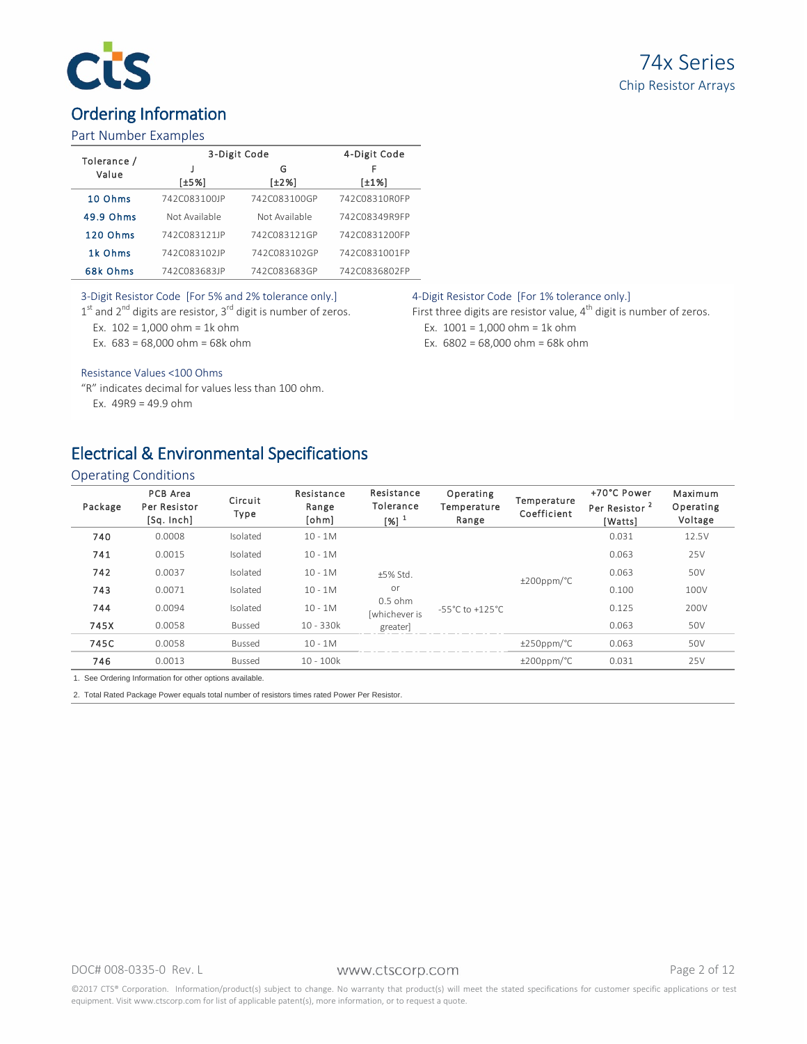## Ordering Information

### Part Number Examples

| Tolerance / Value | 3-Digit Code J [±5%] | 3-Digit Code G [±2%] | 4-Digit Code F [±1%] |
|---|---|---|---|
| 10 Ohms | 742C083100JP | 742C083100GP | 742C08310R0FP |
| 49.9 Ohms | Not Available | Not Available | 742C08349R9FP |
| 120 Ohms | 742C083121JP | 742C083121GP | 742C0831200FP |
| 1k Ohms | 742C083102JP | 742C083102GP | 742C0831001FP |
| 68k Ohms | 742C083683JP | 742C083683GP | 742C0836802FP |

3-Digit Resistor Code [For 5% and 2% tolerance only.]
1st and 2nd digits are resistor, 3rd digit is number of zeros.
Ex. 102 = 1,000 ohm = 1k ohm
Ex. 683 = 68,000 ohm = 68k ohm

4-Digit Resistor Code [For 1% tolerance only.]
First three digits are resistor value, 4th digit is number of zeros.
Ex. 1001 = 1,000 ohm = 1k ohm
Ex. 6802 = 68,000 ohm = 68k ohm

Resistance Values <100 Ohms
"R" indicates decimal for values less than 100 ohm.
Ex. 49R9 = 49.9 ohm

## Electrical & Environmental Specifications

### Operating Conditions

| Package | PCB Area Per Resistor [Sq. Inch] | Circuit Type | Resistance Range [ohm] | Resistance Tolerance [%] [1] | Operating Temperature Range | Temperature Coefficient | +70°C Power Per Resistor [2] [Watts] | Maximum Operating Voltage |
|---|---|---|---|---|---|---|---|---|
| 740 | 0.0008 | Isolated | 10 - 1M | ±5% Std. or 0.5 ohm [whichever is greater] | -55°C to +125°C | ±200ppm/°C | 0.031 | 12.5V |
| 741 | 0.0015 | Isolated | 10 - 1M | | | | 0.063 | 25V |
| 742 | 0.0037 | Isolated | 10 - 1M | | | | 0.063 | 50V |
| 743 | 0.0071 | Isolated | 10 - 1M | | | | 0.100 | 100V |
| 744 | 0.0094 | Isolated | 10 - 1M | | | | 0.125 | 200V |
| 745X | 0.0058 | Bussed | 10 - 330k | | | | 0.063 | 50V |
| 745C | 0.0058 | Bussed | 10 - 1M | | | ±250ppm/°C | 0.063 | 50V |
| 746 | 0.0013 | Bussed | 10 - 100k | | | ±200ppm/°C | 0.031 | 25V |

1. See Ordering Information for other options available.
2. Total Rated Package Power equals total number of resistors times rated Power Per Resistor.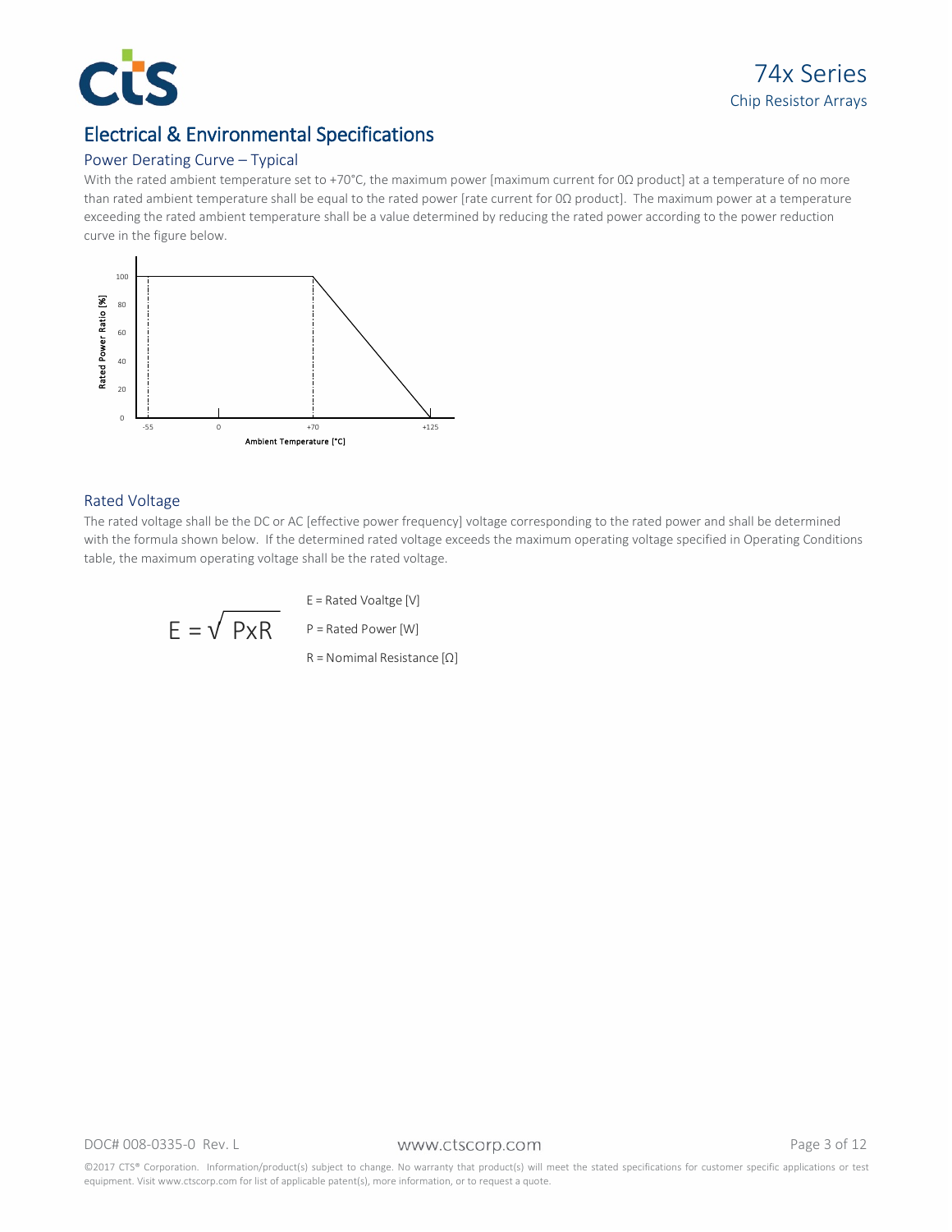## Electrical & Environmental Specifications

### Power Derating Curve – Typical

With the rated ambient temperature set to +70°C, the maximum power [maximum current for 0Ω product] at a temperature of no more than rated ambient temperature shall be equal to the rated power [rate current for 0Ω product]. The maximum power at a temperature exceeding the rated ambient temperature shall be a value determined by reducing the rated power according to the power reduction curve in the figure below.

### Rated Voltage

The rated voltage shall be the DC or AC [effective power frequency] voltage corresponding to the rated power and shall be determined with the formula shown below. If the determined rated voltage exceeds the maximum operating voltage specified in Operating Conditions table, the maximum operating voltage shall be the rated voltage.

$$E = \sqrt{P \times R}$$

E = Rated Voaltge [V]

P = Rated Power [W]

R = Nomimal Resistance [Ω]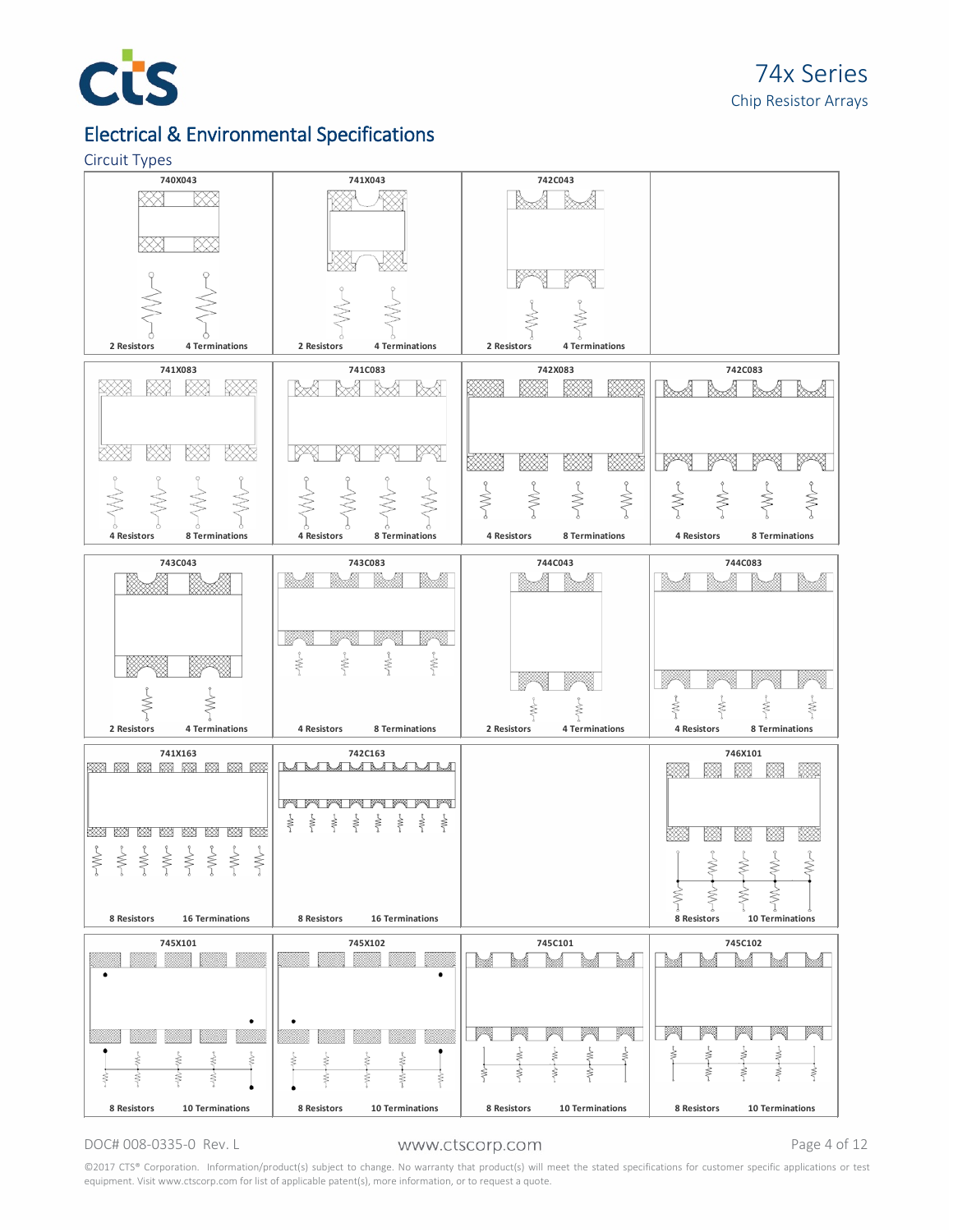## Electrical & Environmental Specifications

### Circuit Types

| Circuit | Resistors | Terminations |
|---|---|---|
| 740X043 | 2 Resistors | 4 Terminations |
| 741X043 | 2 Resistors | 4 Terminations |
| 742C043 | 2 Resistors | 4 Terminations |
| 741X083 | 4 Resistors | 8 Terminations |
| 741C083 | 4 Resistors | 8 Terminations |
| 742X083 | 4 Resistors | 8 Terminations |
| 742C083 | 4 Resistors | 8 Terminations |
| 743C043 | 2 Resistors | 4 Terminations |
| 743C083 | 4 Resistors | 8 Terminations |
| 744C043 | 2 Resistors | 4 Terminations |
| 744C083 | 4 Resistors | 8 Terminations |
| 741X163 | 8 Resistors | 16 Terminations |
| 742C163 | 8 Resistors | 16 Terminations |
| 746X101 | 8 Resistors | 10 Terminations |
| 745X101 | 8 Resistors | 10 Terminations |
| 745X102 | 8 Resistors | 10 Terminations |
| 745C101 | 8 Resistors | 10 Terminations |
| 745C102 | 8 Resistors | 10 Terminations |

DOC# 008-0335-0 Rev. L

www.ctscorp.com

©2017 CTS® Corporation. Information/product(s) subject to change. No warranty that product(s) will meet the stated specifications for customer specific applications or test equipment. Visit www.ctscorp.com for list of applicable patent(s), more information, or to request a quote.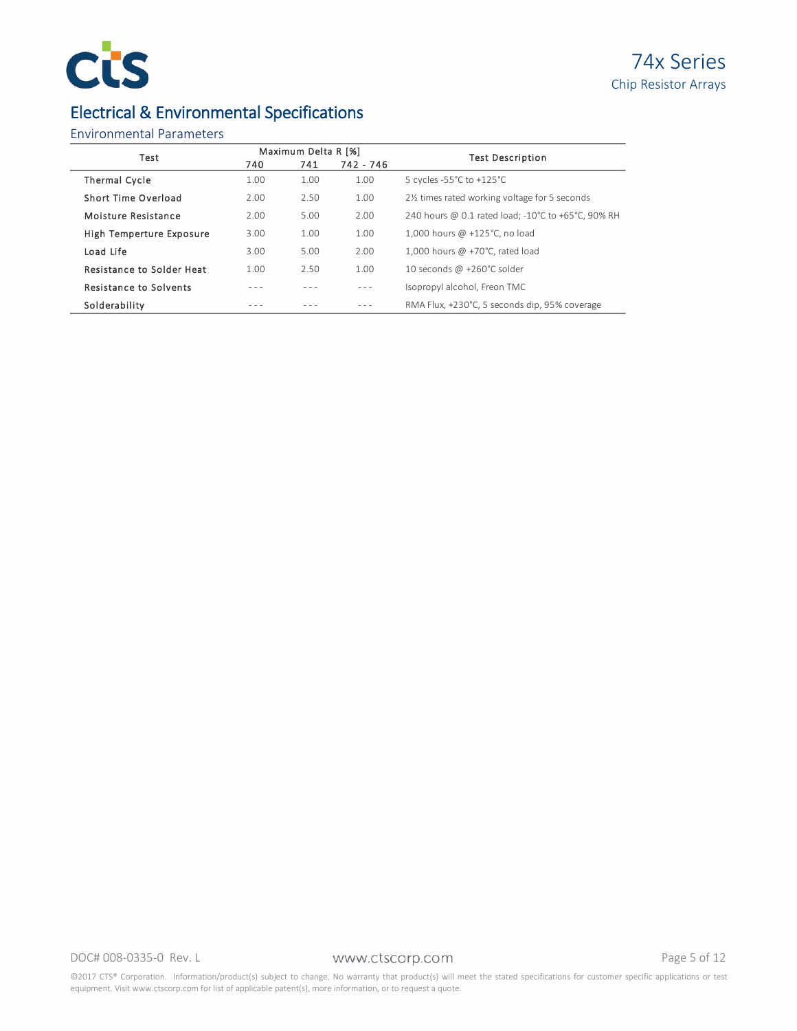## Electrical & Environmental Specifications

### Environmental Parameters

| Test | Maximum Delta R [%] | | | Test Description |
|---|---|---|---|---|
| | 740 | 741 | 742 - 746 | |
| Thermal Cycle | 1.00 | 1.00 | 1.00 | 5 cycles -55°C to +125°C |
| Short Time Overload | 2.00 | 2.50 | 1.00 | 2½ times rated working voltage for 5 seconds |
| Moisture Resistance | 2.00 | 5.00 | 2.00 | 240 hours @ 0.1 rated load; -10°C to +65°C, 90% RH |
| High Temperture Exposure | 3.00 | 1.00 | 1.00 | 1,000 hours @ +125°C, no load |
| Load Life | 3.00 | 5.00 | 2.00 | 1,000 hours @ +70°C, rated load |
| Resistance to Solder Heat | 1.00 | 2.50 | 1.00 | 10 seconds @ +260°C solder |
| Resistance to Solvents | - - - | - - - | - - - | Isopropyl alcohol, Freon TMC |
| Solderability | - - - | - - - | - - - | RMA Flux, +230°C, 5 seconds dip, 95% coverage |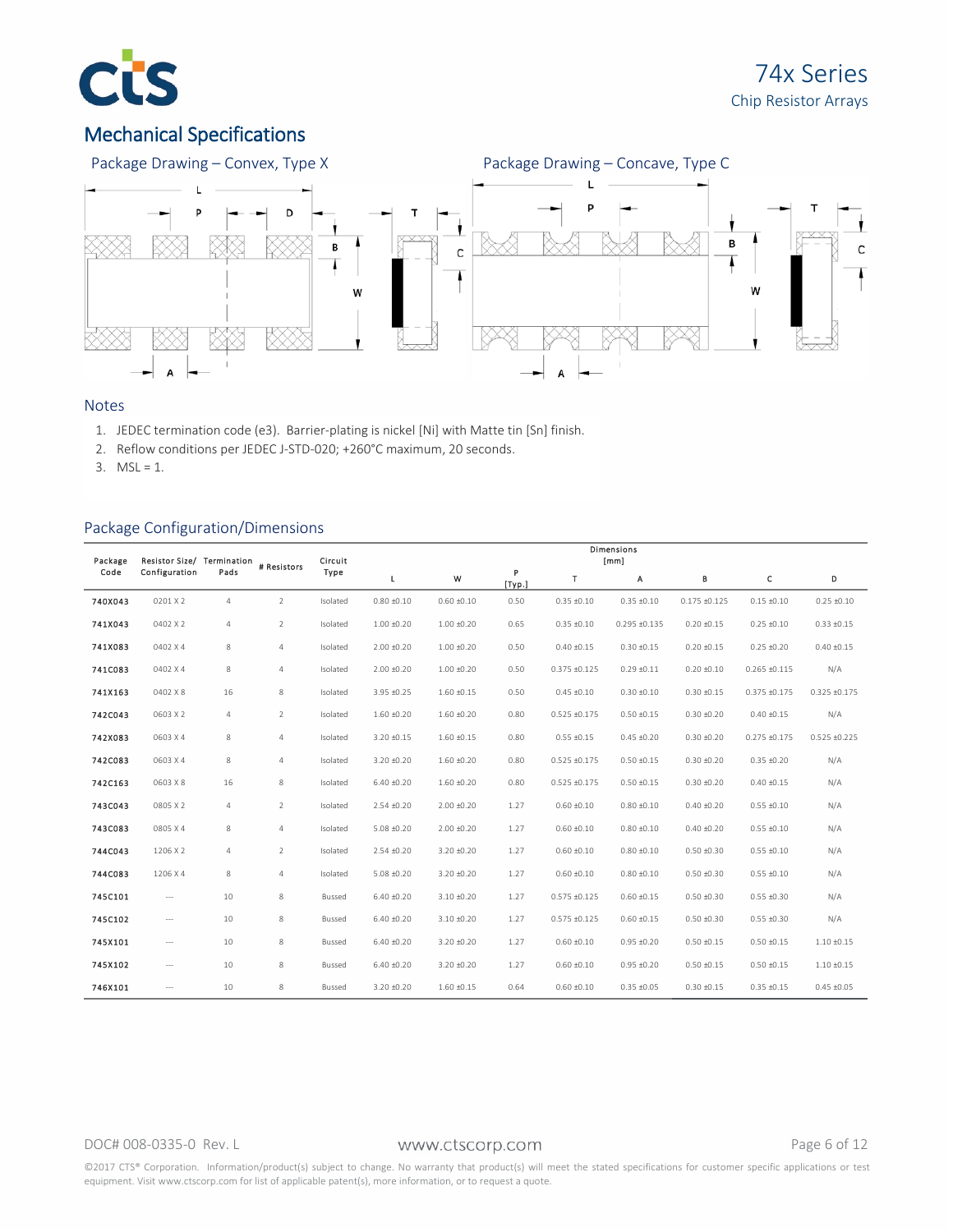## Mechanical Specifications

Package Drawing – Convex, Type X

Package Drawing – Concave, Type C

### Notes

1. JEDEC termination code (e3). Barrier-plating is nickel [Ni] with Matte tin [Sn] finish.
2. Reflow conditions per JEDEC J-STD-020; +260°C maximum, 20 seconds.
3. MSL = 1.

### Package Configuration/Dimensions

| Package Code | Resistor Size/ Configuration | Termination Pads | # Resistors | Circuit Type | Dimensions [mm] | | | | | | | |
|---|---|---|---|---|---|---|---|---|---|---|---|---|
| | | | | | L | W | P [Typ.] | T | A | B | C | D |
| 740X043 | 0201 X 2 | 4 | 2 | Isolated | 0.80 ±0.10 | 0.60 ±0.10 | 0.50 | 0.35 ±0.10 | 0.35 ±0.10 | 0.175 ±0.125 | 0.15 ±0.10 | 0.25 ±0.10 |
| 741X043 | 0402 X 2 | 4 | 2 | Isolated | 1.00 ±0.20 | 1.00 ±0.20 | 0.65 | 0.35 ±0.10 | 0.295 ±0.135 | 0.20 ±0.15 | 0.25 ±0.10 | 0.33 ±0.15 |
| 741X083 | 0402 X 4 | 8 | 4 | Isolated | 2.00 ±0.20 | 1.00 ±0.20 | 0.50 | 0.40 ±0.15 | 0.30 ±0.15 | 0.20 ±0.15 | 0.25 ±0.20 | 0.40 ±0.15 |
| 741C083 | 0402 X 4 | 8 | 4 | Isolated | 2.00 ±0.20 | 1.00 ±0.20 | 0.50 | 0.375 ±0.125 | 0.29 ±0.11 | 0.20 ±0.10 | 0.265 ±0.115 | N/A |
| 741X163 | 0402 X 8 | 16 | 8 | Isolated | 3.95 ±0.25 | 1.60 ±0.15 | 0.50 | 0.45 ±0.10 | 0.30 ±0.10 | 0.30 ±0.15 | 0.375 ±0.175 | 0.325 ±0.175 |
| 742C043 | 0603 X 2 | 4 | 2 | Isolated | 1.60 ±0.20 | 1.60 ±0.20 | 0.80 | 0.525 ±0.175 | 0.50 ±0.15 | 0.30 ±0.20 | 0.40 ±0.15 | N/A |
| 742X083 | 0603 X 4 | 8 | 4 | Isolated | 3.20 ±0.15 | 1.60 ±0.15 | 0.80 | 0.55 ±0.15 | 0.45 ±0.20 | 0.30 ±0.20 | 0.275 ±0.175 | 0.525 ±0.225 |
| 742C083 | 0603 X 4 | 8 | 4 | Isolated | 3.20 ±0.20 | 1.60 ±0.20 | 0.80 | 0.525 ±0.175 | 0.50 ±0.15 | 0.30 ±0.20 | 0.35 ±0.20 | N/A |
| 742C163 | 0603 X 8 | 16 | 8 | Isolated | 6.40 ±0.20 | 1.60 ±0.20 | 0.80 | 0.525 ±0.175 | 0.50 ±0.15 | 0.30 ±0.20 | 0.40 ±0.15 | N/A |
| 743C043 | 0805 X 2 | 4 | 2 | Isolated | 2.54 ±0.20 | 2.00 ±0.20 | 1.27 | 0.60 ±0.10 | 0.80 ±0.10 | 0.40 ±0.20 | 0.55 ±0.10 | N/A |
| 743C083 | 0805 X 4 | 8 | 4 | Isolated | 5.08 ±0.20 | 2.00 ±0.20 | 1.27 | 0.60 ±0.10 | 0.80 ±0.10 | 0.40 ±0.20 | 0.55 ±0.10 | N/A |
| 744C043 | 1206 X 2 | 4 | 2 | Isolated | 2.54 ±0.20 | 3.20 ±0.20 | 1.27 | 0.60 ±0.10 | 0.80 ±0.10 | 0.50 ±0.30 | 0.55 ±0.10 | N/A |
| 744C083 | 1206 X 4 | 8 | 4 | Isolated | 5.08 ±0.20 | 3.20 ±0.20 | 1.27 | 0.60 ±0.10 | 0.80 ±0.10 | 0.50 ±0.30 | 0.55 ±0.10 | N/A |
| 745C101 | --- | 10 | 8 | Bussed | 6.40 ±0.20 | 3.10 ±0.20 | 1.27 | 0.575 ±0.125 | 0.60 ±0.15 | 0.50 ±0.30 | 0.55 ±0.30 | N/A |
| 745C102 | --- | 10 | 8 | Bussed | 6.40 ±0.20 | 3.10 ±0.20 | 1.27 | 0.575 ±0.125 | 0.60 ±0.15 | 0.50 ±0.30 | 0.55 ±0.30 | N/A |
| 745X101 | --- | 10 | 8 | Bussed | 6.40 ±0.20 | 3.20 ±0.20 | 1.27 | 0.60 ±0.10 | 0.95 ±0.20 | 0.50 ±0.15 | 0.50 ±0.15 | 1.10 ±0.15 |
| 745X102 | --- | 10 | 8 | Bussed | 6.40 ±0.20 | 3.20 ±0.20 | 1.27 | 0.60 ±0.10 | 0.95 ±0.20 | 0.50 ±0.15 | 0.50 ±0.15 | 1.10 ±0.15 |
| 746X101 | --- | 10 | 8 | Bussed | 3.20 ±0.20 | 1.60 ±0.15 | 0.64 | 0.60 ±0.10 | 0.35 ±0.05 | 0.30 ±0.15 | 0.35 ±0.15 | 0.45 ±0.05 |

DOC# 008-0335-0 Rev. L

©2017 CTS® Corporation. Information/product(s) subject to change. No warranty that product(s) will meet the stated specifications for customer specific applications or test equipment. Visit www.ctscorp.com for list of applicable patent(s), more information, or to request a quote.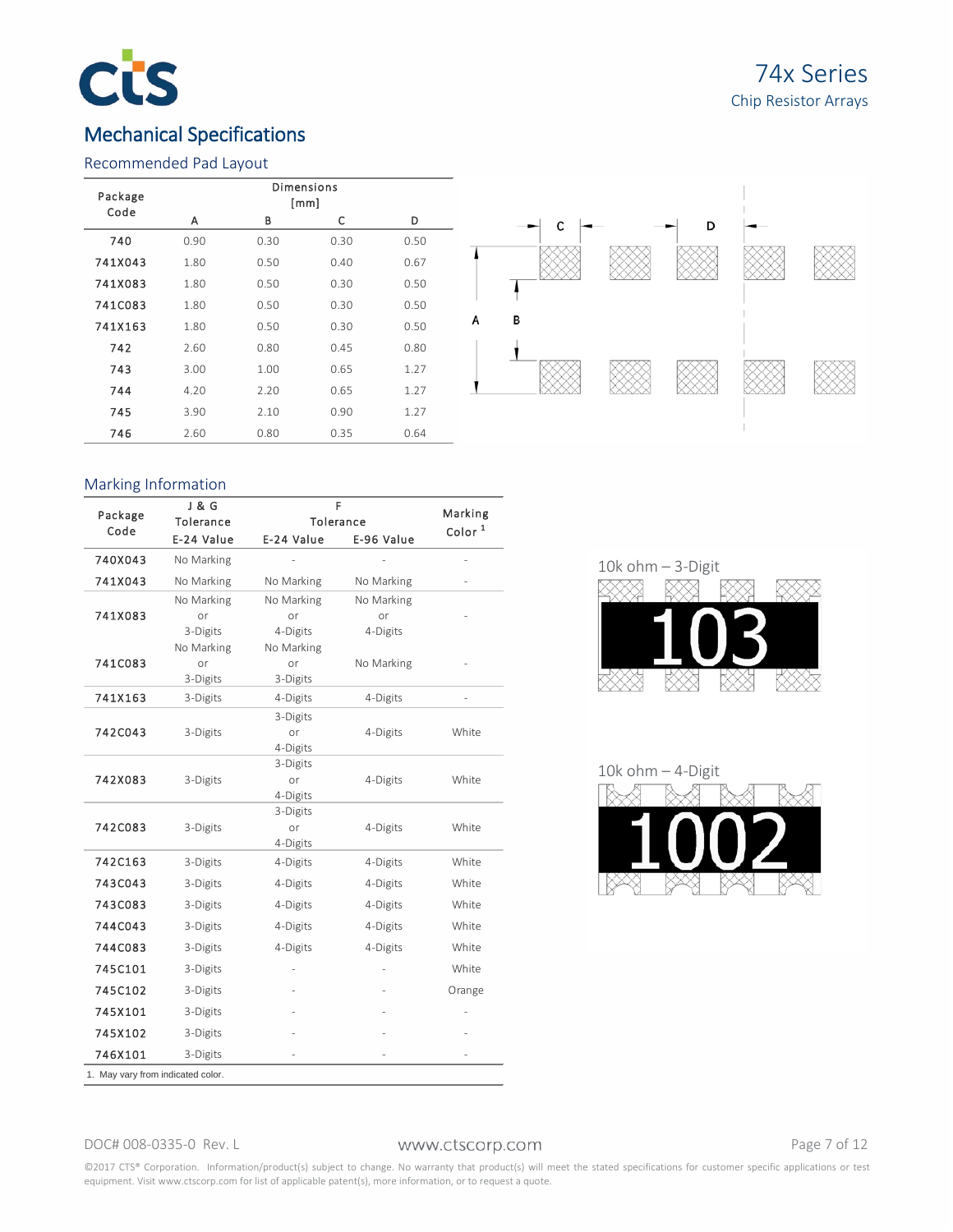## Mechanical Specifications

### Recommended Pad Layout

| Package Code | Dimensions [mm] | | | |
|---|---|---|---|---|
| | A | B | C | D |
| 740 | 0.90 | 0.30 | 0.30 | 0.50 |
| 741X043 | 1.80 | 0.50 | 0.40 | 0.67 |
| 741X083 | 1.80 | 0.50 | 0.30 | 0.50 |
| 741C083 | 1.80 | 0.50 | 0.30 | 0.50 |
| 741X163 | 1.80 | 0.50 | 0.30 | 0.50 |
| 742 | 2.60 | 0.80 | 0.45 | 0.80 |
| 743 | 3.00 | 1.00 | 0.65 | 1.27 |
| 744 | 4.20 | 2.20 | 0.65 | 1.27 |
| 745 | 3.90 | 2.10 | 0.90 | 1.27 |
| 746 | 2.60 | 0.80 | 0.35 | 0.64 |

### Marking Information

| Package Code | J & G Tolerance | F Tolerance | | Marking Color [1] |
|---|---|---|---|---|
| | E-24 Value | E-24 Value | E-96 Value | |
| 740X043 | No Marking | - | - | - |
| 741X043 | No Marking | No Marking | No Marking | - |
| 741X083 | No Marking or 3-Digits | No Marking or 4-Digits | No Marking or 4-Digits | - |
| 741C083 | No Marking or 3-Digits | No Marking or 3-Digits | No Marking | - |
| 741X163 | 3-Digits | 4-Digits | 4-Digits | - |
| 742C043 | 3-Digits | 3-Digits or 4-Digits | 4-Digits | White |
| 742X083 | 3-Digits | 3-Digits or 4-Digits | 4-Digits | White |
| 742C083 | 3-Digits | 3-Digits or 4-Digits | 4-Digits | White |
| 742C163 | 3-Digits | 4-Digits | 4-Digits | White |
| 743C043 | 3-Digits | 4-Digits | 4-Digits | White |
| 743C083 | 3-Digits | 4-Digits | 4-Digits | White |
| 744C043 | 3-Digits | 4-Digits | 4-Digits | White |
| 744C083 | 3-Digits | 4-Digits | 4-Digits | White |
| 745C101 | 3-Digits | - | - | White |
| 745C102 | 3-Digits | - | - | Orange |
| 745X101 | 3-Digits | - | - | - |
| 745X102 | 3-Digits | - | - | - |
| 746X101 | 3-Digits | - | - | - |

1. May vary from indicated color.

10k ohm – 3-Digit

103

10k ohm – 4-Digit

1002

DOC# 008-0335-0 Rev. L

www.ctscorp.com

©2017 CTS® Corporation. Information/product(s) subject to change. No warranty that product(s) will meet the stated specifications for customer specific applications or test equipment. Visit www.ctscorp.com for list of applicable patent(s), more information, or to request a quote.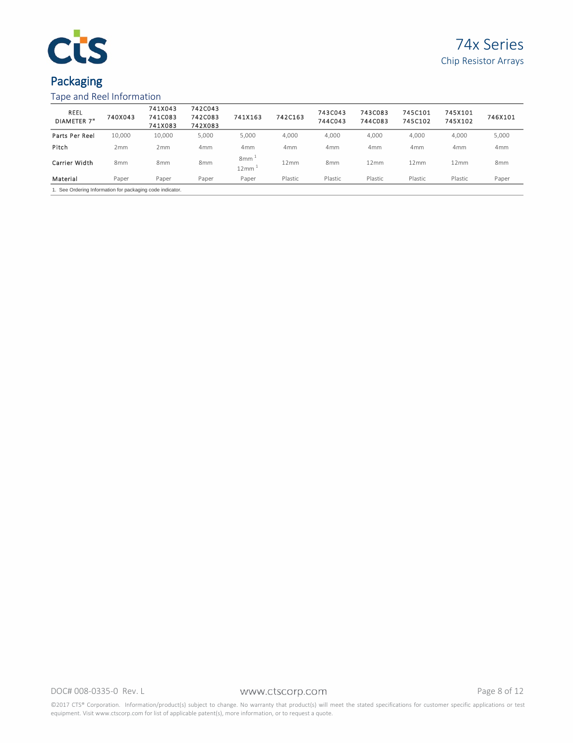## Packaging

### Tape and Reel Information

| REEL DIAMETER 7" | 740X043 | 741X043 741C083 741X083 | 742C043 742C083 742X083 | 741X163 | 742C163 | 743C043 744C043 | 743C083 744C083 | 745C101 745C102 | 745X101 745X102 | 746X101 |
|---|---|---|---|---|---|---|---|---|---|---|
| Parts Per Reel | 10,000 | 10,000 | 5,000 | 5,000 | 4,000 | 4,000 | 4,000 | 4,000 | 4,000 | 5,000 |
| Pitch | 2mm | 2mm | 4mm | 4mm | 4mm | 4mm | 4mm | 4mm | 4mm | 4mm |
| Carrier Width | 8mm | 8mm | 8mm | 8mm [1] 12mm [1] | 12mm | 8mm | 12mm | 12mm | 12mm | 8mm |
| Material | Paper | Paper | Paper | Paper | Plastic | Plastic | Plastic | Plastic | Plastic | Paper |

1. See Ordering Information for packaging code indicator.

©2017 CTS® Corporation. Information/product(s) subject to change. No warranty that product(s) will meet the stated specifications for customer specific applications or test equipment. Visit www.ctscorp.com for list of applicable patent(s), more information, or to request a quote.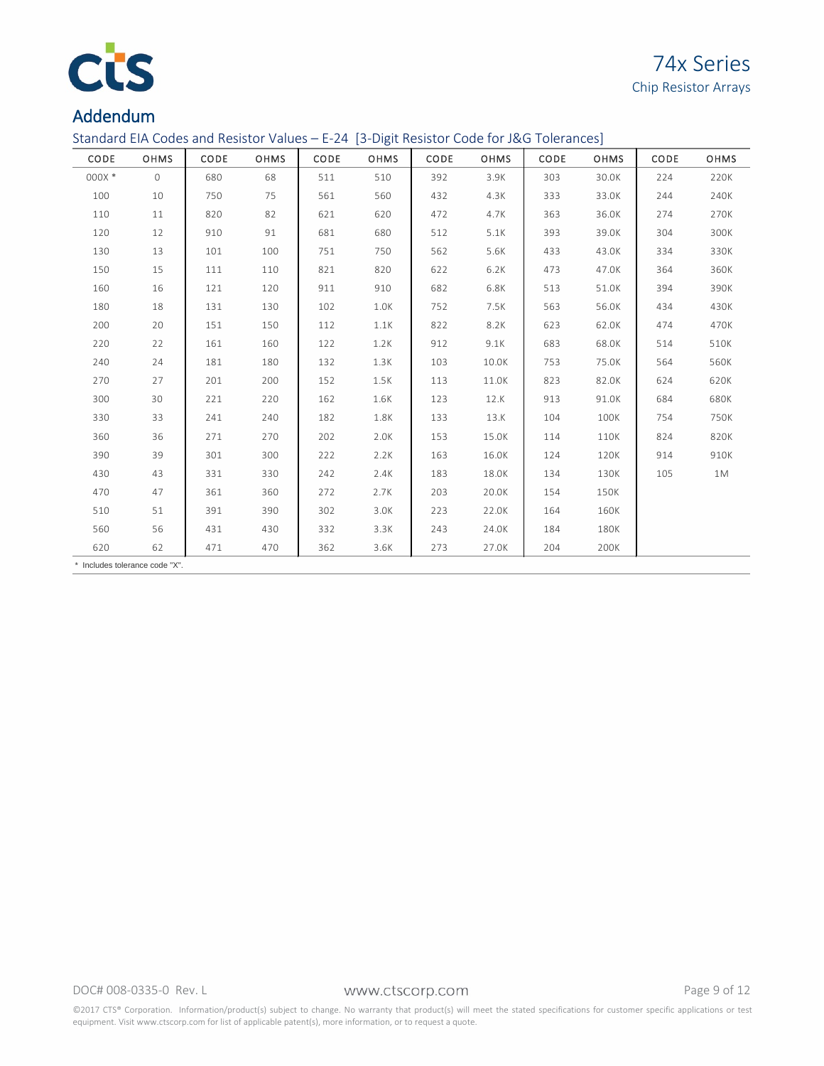## Addendum

### Standard EIA Codes and Resistor Values – E-24 [3-Digit Resistor Code for J&G Tolerances]

| CODE | OHMS | CODE | OHMS | CODE | OHMS | CODE | OHMS | CODE | OHMS | CODE | OHMS |
|---|---|---|---|---|---|---|---|---|---|---|---|
| 000X * | 0 | 680 | 68 | 511 | 510 | 392 | 3.9K | 303 | 30.0K | 224 | 220K |
| 100 | 10 | 750 | 75 | 561 | 560 | 432 | 4.3K | 333 | 33.0K | 244 | 240K |
| 110 | 11 | 820 | 82 | 621 | 620 | 472 | 4.7K | 363 | 36.0K | 274 | 270K |
| 120 | 12 | 910 | 91 | 681 | 680 | 512 | 5.1K | 393 | 39.0K | 304 | 300K |
| 130 | 13 | 101 | 100 | 751 | 750 | 562 | 5.6K | 433 | 43.0K | 334 | 330K |
| 150 | 15 | 111 | 110 | 821 | 820 | 622 | 6.2K | 473 | 47.0K | 364 | 360K |
| 160 | 16 | 121 | 120 | 911 | 910 | 682 | 6.8K | 513 | 51.0K | 394 | 390K |
| 180 | 18 | 131 | 130 | 102 | 1.0K | 752 | 7.5K | 563 | 56.0K | 434 | 430K |
| 200 | 20 | 151 | 150 | 112 | 1.1K | 822 | 8.2K | 623 | 62.0K | 474 | 470K |
| 220 | 22 | 161 | 160 | 122 | 1.2K | 912 | 9.1K | 683 | 68.0K | 514 | 510K |
| 240 | 24 | 181 | 180 | 132 | 1.3K | 103 | 10.0K | 753 | 75.0K | 564 | 560K |
| 270 | 27 | 201 | 200 | 152 | 1.5K | 113 | 11.0K | 823 | 82.0K | 624 | 620K |
| 300 | 30 | 221 | 220 | 162 | 1.6K | 123 | 12.K | 913 | 91.0K | 684 | 680K |
| 330 | 33 | 241 | 240 | 182 | 1.8K | 133 | 13.K | 104 | 100K | 754 | 750K |
| 360 | 36 | 271 | 270 | 202 | 2.0K | 153 | 15.0K | 114 | 110K | 824 | 820K |
| 390 | 39 | 301 | 300 | 222 | 2.2K | 163 | 16.0K | 124 | 120K | 914 | 910K |
| 430 | 43 | 331 | 330 | 242 | 2.4K | 183 | 18.0K | 134 | 130K | 105 | 1M |
| 470 | 47 | 361 | 360 | 272 | 2.7K | 203 | 20.0K | 154 | 150K | | |
| 510 | 51 | 391 | 390 | 302 | 3.0K | 223 | 22.0K | 164 | 160K | | |
| 560 | 56 | 431 | 430 | 332 | 3.3K | 243 | 24.0K | 184 | 180K | | |
| 620 | 62 | 471 | 470 | 362 | 3.6K | 273 | 27.0K | 204 | 200K | | |

* Includes tolerance code "X".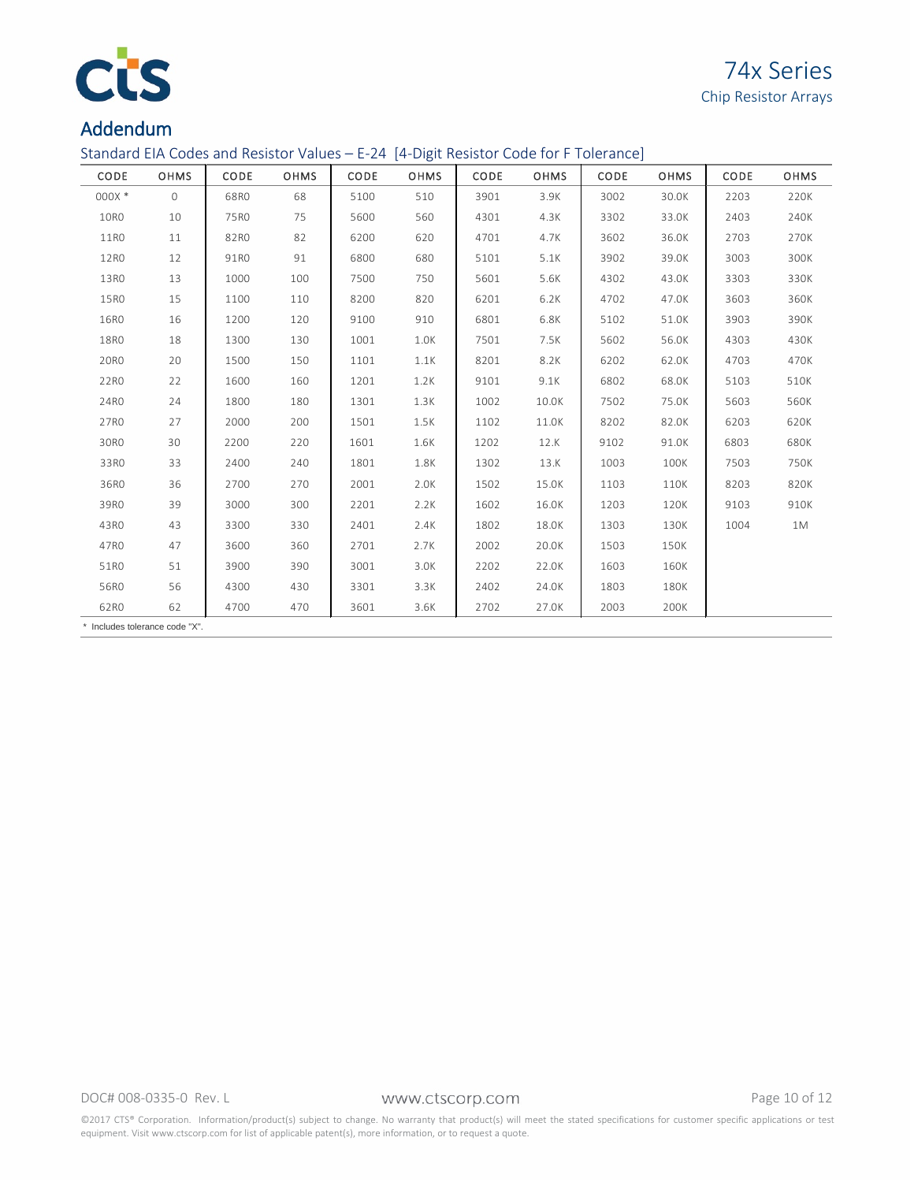## Addendum

### Standard EIA Codes and Resistor Values – E-24 [4-Digit Resistor Code for F Tolerance]

| CODE | OHMS | CODE | OHMS | CODE | OHMS | CODE | OHMS | CODE | OHMS | CODE | OHMS |
|---|---|---|---|---|---|---|---|---|---|---|---|
| 000X * | 0 | 68R0 | 68 | 5100 | 510 | 3901 | 3.9K | 3002 | 30.0K | 2203 | 220K |
| 10R0 | 10 | 75R0 | 75 | 5600 | 560 | 4301 | 4.3K | 3302 | 33.0K | 2403 | 240K |
| 11R0 | 11 | 82R0 | 82 | 6200 | 620 | 4701 | 4.7K | 3602 | 36.0K | 2703 | 270K |
| 12R0 | 12 | 91R0 | 91 | 6800 | 680 | 5101 | 5.1K | 3902 | 39.0K | 3003 | 300K |
| 13R0 | 13 | 1000 | 100 | 7500 | 750 | 5601 | 5.6K | 4302 | 43.0K | 3303 | 330K |
| 15R0 | 15 | 1100 | 110 | 8200 | 820 | 6201 | 6.2K | 4702 | 47.0K | 3603 | 360K |
| 16R0 | 16 | 1200 | 120 | 9100 | 910 | 6801 | 6.8K | 5102 | 51.0K | 3903 | 390K |
| 18R0 | 18 | 1300 | 130 | 1001 | 1.0K | 7501 | 7.5K | 5602 | 56.0K | 4303 | 430K |
| 20R0 | 20 | 1500 | 150 | 1101 | 1.1K | 8201 | 8.2K | 6202 | 62.0K | 4703 | 470K |
| 22R0 | 22 | 1600 | 160 | 1201 | 1.2K | 9101 | 9.1K | 6802 | 68.0K | 5103 | 510K |
| 24R0 | 24 | 1800 | 180 | 1301 | 1.3K | 1002 | 10.0K | 7502 | 75.0K | 5603 | 560K |
| 27R0 | 27 | 2000 | 200 | 1501 | 1.5K | 1102 | 11.0K | 8202 | 82.0K | 6203 | 620K |
| 30R0 | 30 | 2200 | 220 | 1601 | 1.6K | 1202 | 12.K | 9102 | 91.0K | 6803 | 680K |
| 33R0 | 33 | 2400 | 240 | 1801 | 1.8K | 1302 | 13.K | 1003 | 100K | 7503 | 750K |
| 36R0 | 36 | 2700 | 270 | 2001 | 2.0K | 1502 | 15.0K | 1103 | 110K | 8203 | 820K |
| 39R0 | 39 | 3000 | 300 | 2201 | 2.2K | 1602 | 16.0K | 1203 | 120K | 9103 | 910K |
| 43R0 | 43 | 3300 | 330 | 2401 | 2.4K | 1802 | 18.0K | 1303 | 130K | 1004 | 1M |
| 47R0 | 47 | 3600 | 360 | 2701 | 2.7K | 2002 | 20.0K | 1503 | 150K | | |
| 51R0 | 51 | 3900 | 390 | 3001 | 3.0K | 2202 | 22.0K | 1603 | 160K | | |
| 56R0 | 56 | 4300 | 430 | 3301 | 3.3K | 2402 | 24.0K | 1803 | 180K | | |
| 62R0 | 62 | 4700 | 470 | 3601 | 3.6K | 2702 | 27.0K | 2003 | 200K | | |

* Includes tolerance code "X".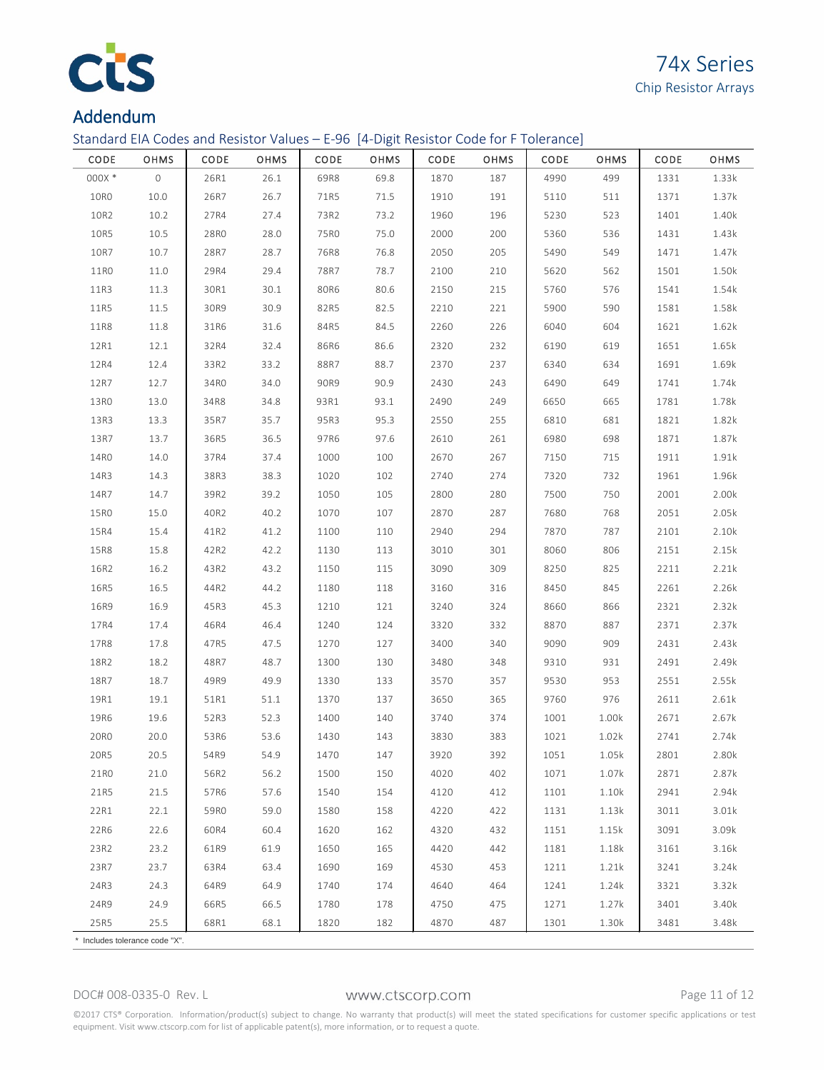## Addendum

Standard EIA Codes and Resistor Values – E-96 [4-Digit Resistor Code for F Tolerance]

| CODE | OHMS | CODE | OHMS | CODE | OHMS | CODE | OHMS | CODE | OHMS | CODE | OHMS |
|---|---|---|---|---|---|---|---|---|---|---|---|
| 000X * | 0 | 26R1 | 26.1 | 69R8 | 69.8 | 1870 | 187 | 4990 | 499 | 1331 | 1.33k |
| 10R0 | 10.0 | 26R7 | 26.7 | 71R5 | 71.5 | 1910 | 191 | 5110 | 511 | 1371 | 1.37k |
| 10R2 | 10.2 | 27R4 | 27.4 | 73R2 | 73.2 | 1960 | 196 | 5230 | 523 | 1401 | 1.40k |
| 10R5 | 10.5 | 28R0 | 28.0 | 75R0 | 75.0 | 2000 | 200 | 5360 | 536 | 1431 | 1.43k |
| 10R7 | 10.7 | 28R7 | 28.7 | 76R8 | 76.8 | 2050 | 205 | 5490 | 549 | 1471 | 1.47k |
| 11R0 | 11.0 | 29R4 | 29.4 | 78R7 | 78.7 | 2100 | 210 | 5620 | 562 | 1501 | 1.50k |
| 11R3 | 11.3 | 30R1 | 30.1 | 80R6 | 80.6 | 2150 | 215 | 5760 | 576 | 1541 | 1.54k |
| 11R5 | 11.5 | 30R9 | 30.9 | 82R5 | 82.5 | 2210 | 221 | 5900 | 590 | 1581 | 1.58k |
| 11R8 | 11.8 | 31R6 | 31.6 | 84R5 | 84.5 | 2260 | 226 | 6040 | 604 | 1621 | 1.62k |
| 12R1 | 12.1 | 32R4 | 32.4 | 86R6 | 86.6 | 2320 | 232 | 6190 | 619 | 1651 | 1.65k |
| 12R4 | 12.4 | 33R2 | 33.2 | 88R7 | 88.7 | 2370 | 237 | 6340 | 634 | 1691 | 1.69k |
| 12R7 | 12.7 | 34R0 | 34.0 | 90R9 | 90.9 | 2430 | 243 | 6490 | 649 | 1741 | 1.74k |
| 13R0 | 13.0 | 34R8 | 34.8 | 93R1 | 93.1 | 2490 | 249 | 6650 | 665 | 1781 | 1.78k |
| 13R3 | 13.3 | 35R7 | 35.7 | 95R3 | 95.3 | 2550 | 255 | 6810 | 681 | 1821 | 1.82k |
| 13R7 | 13.7 | 36R5 | 36.5 | 97R6 | 97.6 | 2610 | 261 | 6980 | 698 | 1871 | 1.87k |
| 14R0 | 14.0 | 37R4 | 37.4 | 1000 | 100 | 2670 | 267 | 7150 | 715 | 1911 | 1.91k |
| 14R3 | 14.3 | 38R3 | 38.3 | 1020 | 102 | 2740 | 274 | 7320 | 732 | 1961 | 1.96k |
| 14R7 | 14.7 | 39R2 | 39.2 | 1050 | 105 | 2800 | 280 | 7500 | 750 | 2001 | 2.00k |
| 15R0 | 15.0 | 40R2 | 40.2 | 1070 | 107 | 2870 | 287 | 7680 | 768 | 2051 | 2.05k |
| 15R4 | 15.4 | 41R2 | 41.2 | 1100 | 110 | 2940 | 294 | 7870 | 787 | 2101 | 2.10k |
| 15R8 | 15.8 | 42R2 | 42.2 | 1130 | 113 | 3010 | 301 | 8060 | 806 | 2151 | 2.15k |
| 16R2 | 16.2 | 43R2 | 43.2 | 1150 | 115 | 3090 | 309 | 8250 | 825 | 2211 | 2.21k |
| 16R5 | 16.5 | 44R2 | 44.2 | 1180 | 118 | 3160 | 316 | 8450 | 845 | 2261 | 2.26k |
| 16R9 | 16.9 | 45R3 | 45.3 | 1210 | 121 | 3240 | 324 | 8660 | 866 | 2321 | 2.32k |
| 17R4 | 17.4 | 46R4 | 46.4 | 1240 | 124 | 3320 | 332 | 8870 | 887 | 2371 | 2.37k |
| 17R8 | 17.8 | 47R5 | 47.5 | 1270 | 127 | 3400 | 340 | 9090 | 909 | 2431 | 2.43k |
| 18R2 | 18.2 | 48R7 | 48.7 | 1300 | 130 | 3480 | 348 | 9310 | 931 | 2491 | 2.49k |
| 18R7 | 18.7 | 49R9 | 49.9 | 1330 | 133 | 3570 | 357 | 9530 | 953 | 2551 | 2.55k |
| 19R1 | 19.1 | 51R1 | 51.1 | 1370 | 137 | 3650 | 365 | 9760 | 976 | 2611 | 2.61k |
| 19R6 | 19.6 | 52R3 | 52.3 | 1400 | 140 | 3740 | 374 | 1001 | 1.00k | 2671 | 2.67k |
| 20R0 | 20.0 | 53R6 | 53.6 | 1430 | 143 | 3830 | 383 | 1021 | 1.02k | 2741 | 2.74k |
| 20R5 | 20.5 | 54R9 | 54.9 | 1470 | 147 | 3920 | 392 | 1051 | 1.05k | 2801 | 2.80k |
| 21R0 | 21.0 | 56R2 | 56.2 | 1500 | 150 | 4020 | 402 | 1071 | 1.07k | 2871 | 2.87k |
| 21R5 | 21.5 | 57R6 | 57.6 | 1540 | 154 | 4120 | 412 | 1101 | 1.10k | 2941 | 2.94k |
| 22R1 | 22.1 | 59R0 | 59.0 | 1580 | 158 | 4220 | 422 | 1131 | 1.13k | 3011 | 3.01k |
| 22R6 | 22.6 | 60R4 | 60.4 | 1620 | 162 | 4320 | 432 | 1151 | 1.15k | 3091 | 3.09k |
| 23R2 | 23.2 | 61R9 | 61.9 | 1650 | 165 | 4420 | 442 | 1181 | 1.18k | 3161 | 3.16k |
| 23R7 | 23.7 | 63R4 | 63.4 | 1690 | 169 | 4530 | 453 | 1211 | 1.21k | 3241 | 3.24k |
| 24R3 | 24.3 | 64R9 | 64.9 | 1740 | 174 | 4640 | 464 | 1241 | 1.24k | 3321 | 3.32k |
| 24R9 | 24.9 | 66R5 | 66.5 | 1780 | 178 | 4750 | 475 | 1271 | 1.27k | 3401 | 3.40k |
| 25R5 | 25.5 | 68R1 | 68.1 | 1820 | 182 | 4870 | 487 | 1301 | 1.30k | 3481 | 3.48k |

* Includes tolerance code "X".

DOC# 008-0335-0 Rev. L

©2017 CTS® Corporation. Information/product(s) subject to change. No warranty that product(s) will meet the stated specifications for customer specific applications or test equipment. Visit www.ctscorp.com for list of applicable patent(s), more information, or to request a quote.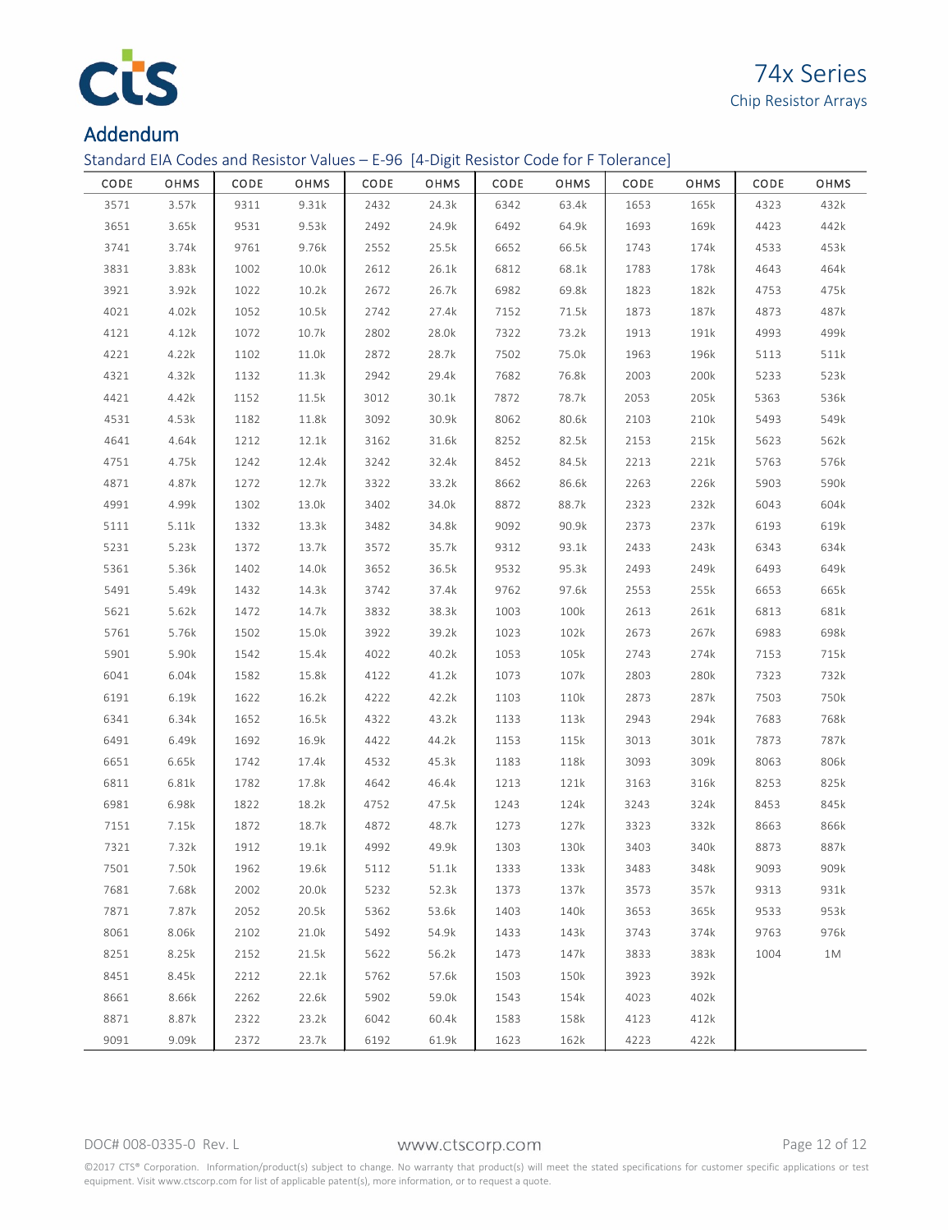## Addendum

Standard EIA Codes and Resistor Values – E-96 [4-Digit Resistor Code for F Tolerance]

| CODE | OHMS | CODE | OHMS | CODE | OHMS | CODE | OHMS | CODE | OHMS | CODE | OHMS |
|---|---|---|---|---|---|---|---|---|---|---|---|
| 3571 | 3.57k | 9311 | 9.31k | 2432 | 24.3k | 6342 | 63.4k | 1653 | 165k | 4323 | 432k |
| 3651 | 3.65k | 9531 | 9.53k | 2492 | 24.9k | 6492 | 64.9k | 1693 | 169k | 4423 | 442k |
| 3741 | 3.74k | 9761 | 9.76k | 2552 | 25.5k | 6652 | 66.5k | 1743 | 174k | 4533 | 453k |
| 3831 | 3.83k | 1002 | 10.0k | 2612 | 26.1k | 6812 | 68.1k | 1783 | 178k | 4643 | 464k |
| 3921 | 3.92k | 1022 | 10.2k | 2672 | 26.7k | 6982 | 69.8k | 1823 | 182k | 4753 | 475k |
| 4021 | 4.02k | 1052 | 10.5k | 2742 | 27.4k | 7152 | 71.5k | 1873 | 187k | 4873 | 487k |
| 4121 | 4.12k | 1072 | 10.7k | 2802 | 28.0k | 7322 | 73.2k | 1913 | 191k | 4993 | 499k |
| 4221 | 4.22k | 1102 | 11.0k | 2872 | 28.7k | 7502 | 75.0k | 1963 | 196k | 5113 | 511k |
| 4321 | 4.32k | 1132 | 11.3k | 2942 | 29.4k | 7682 | 76.8k | 2003 | 200k | 5233 | 523k |
| 4421 | 4.42k | 1152 | 11.5k | 3012 | 30.1k | 7872 | 78.7k | 2053 | 205k | 5363 | 536k |
| 4531 | 4.53k | 1182 | 11.8k | 3092 | 30.9k | 8062 | 80.6k | 2103 | 210k | 5493 | 549k |
| 4641 | 4.64k | 1212 | 12.1k | 3162 | 31.6k | 8252 | 82.5k | 2153 | 215k | 5623 | 562k |
| 4751 | 4.75k | 1242 | 12.4k | 3242 | 32.4k | 8452 | 84.5k | 2213 | 221k | 5763 | 576k |
| 4871 | 4.87k | 1272 | 12.7k | 3322 | 33.2k | 8662 | 86.6k | 2263 | 226k | 5903 | 590k |
| 4991 | 4.99k | 1302 | 13.0k | 3402 | 34.0k | 8872 | 88.7k | 2323 | 232k | 6043 | 604k |
| 5111 | 5.11k | 1332 | 13.3k | 3482 | 34.8k | 9092 | 90.9k | 2373 | 237k | 6193 | 619k |
| 5231 | 5.23k | 1372 | 13.7k | 3572 | 35.7k | 9312 | 93.1k | 2433 | 243k | 6343 | 634k |
| 5361 | 5.36k | 1402 | 14.0k | 3652 | 36.5k | 9532 | 95.3k | 2493 | 249k | 6493 | 649k |
| 5491 | 5.49k | 1432 | 14.3k | 3742 | 37.4k | 9762 | 97.6k | 2553 | 255k | 6653 | 665k |
| 5621 | 5.62k | 1472 | 14.7k | 3832 | 38.3k | 1003 | 100k | 2613 | 261k | 6813 | 681k |
| 5761 | 5.76k | 1502 | 15.0k | 3922 | 39.2k | 1023 | 102k | 2673 | 267k | 6983 | 698k |
| 5901 | 5.90k | 1542 | 15.4k | 4022 | 40.2k | 1053 | 105k | 2743 | 274k | 7153 | 715k |
| 6041 | 6.04k | 1582 | 15.8k | 4122 | 41.2k | 1073 | 107k | 2803 | 280k | 7323 | 732k |
| 6191 | 6.19k | 1622 | 16.2k | 4222 | 42.2k | 1103 | 110k | 2873 | 287k | 7503 | 750k |
| 6341 | 6.34k | 1652 | 16.5k | 4322 | 43.2k | 1133 | 113k | 2943 | 294k | 7683 | 768k |
| 6491 | 6.49k | 1692 | 16.9k | 4422 | 44.2k | 1153 | 115k | 3013 | 301k | 7873 | 787k |
| 6651 | 6.65k | 1742 | 17.4k | 4532 | 45.3k | 1183 | 118k | 3093 | 309k | 8063 | 806k |
| 6811 | 6.81k | 1782 | 17.8k | 4642 | 46.4k | 1213 | 121k | 3163 | 316k | 8253 | 825k |
| 6981 | 6.98k | 1822 | 18.2k | 4752 | 47.5k | 1243 | 124k | 3243 | 324k | 8453 | 845k |
| 7151 | 7.15k | 1872 | 18.7k | 4872 | 48.7k | 1273 | 127k | 3323 | 332k | 8663 | 866k |
| 7321 | 7.32k | 1912 | 19.1k | 4992 | 49.9k | 1303 | 130k | 3403 | 340k | 8873 | 887k |
| 7501 | 7.50k | 1962 | 19.6k | 5112 | 51.1k | 1333 | 133k | 3483 | 348k | 9093 | 909k |
| 7681 | 7.68k | 2002 | 20.0k | 5232 | 52.3k | 1373 | 137k | 3573 | 357k | 9313 | 931k |
| 7871 | 7.87k | 2052 | 20.5k | 5362 | 53.6k | 1403 | 140k | 3653 | 365k | 9533 | 953k |
| 8061 | 8.06k | 2102 | 21.0k | 5492 | 54.9k | 1433 | 143k | 3743 | 374k | 9763 | 976k |
| 8251 | 8.25k | 2152 | 21.5k | 5622 | 56.2k | 1473 | 147k | 3833 | 383k | 1004 | 1M |
| 8451 | 8.45k | 2212 | 22.1k | 5762 | 57.6k | 1503 | 150k | 3923 | 392k | | |
| 8661 | 8.66k | 2262 | 22.6k | 5902 | 59.0k | 1543 | 154k | 4023 | 402k | | |
| 8871 | 8.87k | 2322 | 23.2k | 6042 | 60.4k | 1583 | 158k | 4123 | 412k | | |
| 9091 | 9.09k | 2372 | 23.7k | 6192 | 61.9k | 1623 | 162k | 4223 | 422k | | |

©2017 CTS® Corporation. Information/product(s) subject to change. No warranty that product(s) will meet the stated specifications for customer specific applications or test equipment. Visit www.ctscorp.com for list of applicable patent(s), more information, or to request a quote.